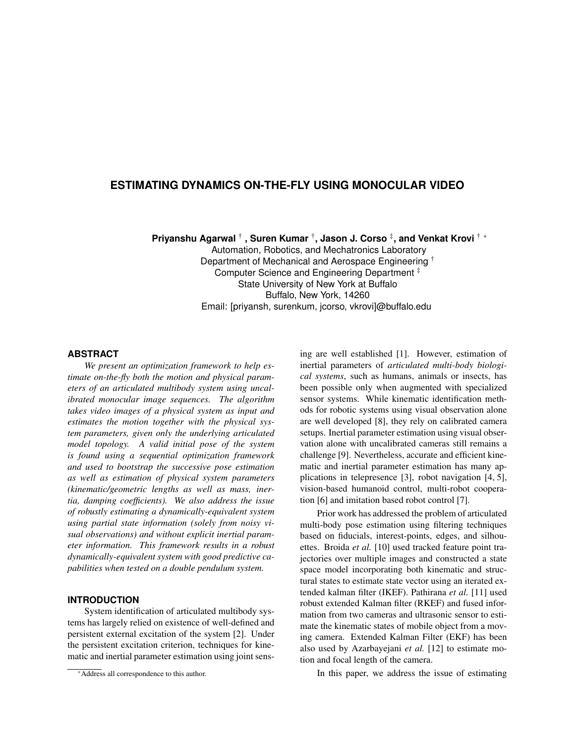# ESTIMATING DYNAMICS ON-THE-FLY USING MONOCULAR VIDEO

**Priyanshu Agarwal [†], Suren Kumar [†], Jason J. Corso [‡], and Venkat Krovi [†] [*]**

Automation, Robotics, and Mechatronics Laboratory
Department of Mechanical and Aerospace Engineering [†]
Computer Science and Engineering Department [‡]
State University of New York at Buffalo
Buffalo, New York, 14260
Email: [priyansh, surenkum, jcorso, vkrovi]@buffalo.edu

## ABSTRACT

*We present an optimization framework to help estimate on-the-fly both the motion and physical parameters of an articulated multibody system using uncalibrated monocular image sequences. The algorithm takes video images of a physical system as input and estimates the motion together with the physical system parameters, given only the underlying articulated model topology. A valid initial pose of the system is found using a sequential optimization framework and used to bootstrap the successive pose estimation as well as estimation of physical system parameters (kinematic/geometric lengths as well as mass, inertia, damping coefficients). We also address the issue of robustly estimating a dynamically-equivalent system using partial state information (solely from noisy visual observations) and without explicit inertial parameter information. This framework results in a robust dynamically-equivalent system with good predictive capabilities when tested on a double pendulum system.*

## INTRODUCTION

System identification of articulated multibody systems has largely relied on existence of well-defined and persistent external excitation of the system [2]. Under the persistent excitation criterion, techniques for kinematic and inertial parameter estimation using joint sensing are well established [1]. However, estimation of inertial parameters of *articulated multi-body biological systems*, such as humans, animals or insects, has been possible only when augmented with specialized sensor systems. While kinematic identification methods for robotic systems using visual observation alone are well developed [8], they rely on calibrated camera setups. Inertial parameter estimation using visual observation alone with uncalibrated cameras still remains a challenge [9]. Nevertheless, accurate and efficient kinematic and inertial parameter estimation has many applications in telepresence [3], robot navigation [4, 5], vision-based humanoid control, multi-robot cooperation [6] and imitation based robot control [7].

Prior work has addressed the problem of articulated multi-body pose estimation using filtering techniques based on fiducials, interest-points, edges, and silhouettes. Broida *et al.* [10] used tracked feature point trajectories over multiple images and constructed a state space model incorporating both kinematic and structural states to estimate state vector using an iterated extended kalman filter (IKEF). Pathirana *et al.* [11] used robust extended Kalman filter (RKEF) and fused information from two cameras and ultrasonic sensor to estimate the kinematic states of mobile object from a moving camera. Extended Kalman Filter (EKF) has been also used by Azarbayejani *et al.* [12] to estimate motion and focal length of the camera.

In this paper, we address the issue of estimating

[*] Address all correspondence to this author.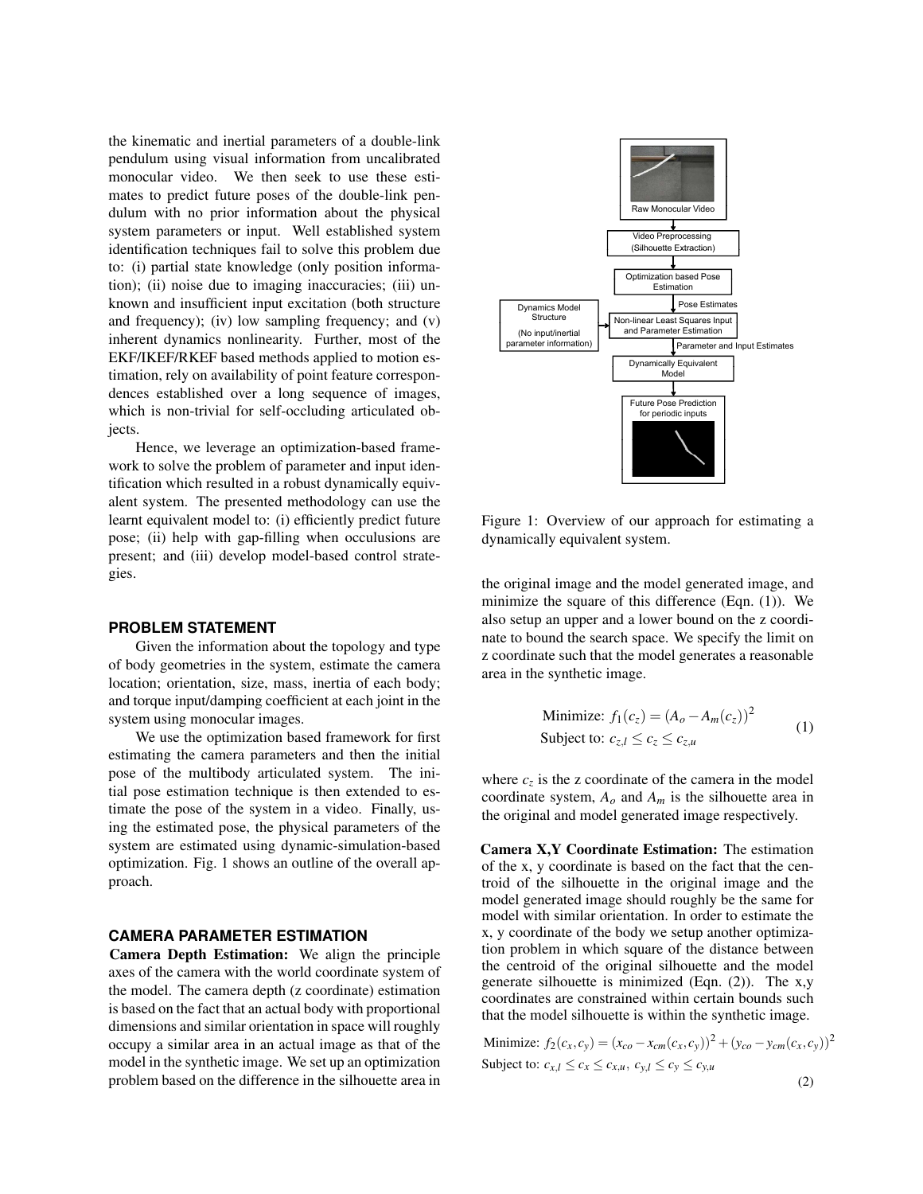the kinematic and inertial parameters of a double-link pendulum using visual information from uncalibrated monocular video. We then seek to use these estimates to predict future poses of the double-link pendulum with no prior information about the physical system parameters or input. Well established system identification techniques fail to solve this problem due to: (i) partial state knowledge (only position information); (ii) noise due to imaging inaccuracies; (iii) unknown and insufficient input excitation (both structure and frequency); (iv) low sampling frequency; and (v) inherent dynamics nonlinearity. Further, most of the EKF/IKEF/RKEF based methods applied to motion estimation, rely on availability of point feature correspondences established over a long sequence of images, which is non-trivial for self-occluding articulated objects.

Hence, we leverage an optimization-based framework to solve the problem of parameter and input identification which resulted in a robust dynamically equivalent system. The presented methodology can use the learnt equivalent model to: (i) efficiently predict future pose; (ii) help with gap-filling when occlusions are present; and (iii) develop model-based control strategies.

Figure 1: Overview of our approach for estimating a dynamically equivalent system.

## PROBLEM STATEMENT

Given the information about the topology and type of body geometries in the system, estimate the camera location; orientation, size, mass, inertia of each body; and torque input/damping coefficient at each joint in the system using monocular images.

We use the optimization based framework for first estimating the camera parameters and then the initial pose of the multibody articulated system. The initial pose estimation technique is then extended to estimate the pose of the system in a video. Finally, using the estimated pose, the physical parameters of the system are estimated using dynamic-simulation-based optimization. Fig. 1 shows an outline of the overall approach.

## CAMERA PARAMETER ESTIMATION

**Camera Depth Estimation:** We align the principle axes of the camera with the world coordinate system of the model. The camera depth (z coordinate) estimation is based on the fact that an actual body with proportional dimensions and similar orientation in space will roughly occupy a similar area in an actual image as that of the model in the synthetic image. We set up an optimization problem based on the difference in the silhouette area in the original image and the model generated image, and minimize the square of this difference (Eqn. (1)). We also setup an upper and a lower bound on the z coordinate to bound the search space. We specify the limit on z coordinate such that the model generates a reasonable area in the synthetic image.

$$
\begin{aligned}
&\text{Minimize: } f_1(c_z) = (A_o - A_m(c_z))^2 \\
&\text{Subject to: } c_{z,l} \leq c_z \leq c_{z,u}
\end{aligned}
\tag{1}
$$

where $c_z$ is the z coordinate of the camera in the model coordinate system, $A_o$ and $A_m$ is the silhouette area in the original and model generated image respectively.

**Camera X,Y Coordinate Estimation:** The estimation of the x, y coordinate is based on the fact that the centroid of the silhouette in the original image and the model generated image should roughly be the same for model with similar orientation. In order to estimate the x, y coordinate of the body we setup another optimization problem in which square of the distance between the centroid of the original silhouette and the model generate silhouette is minimized (Eqn. (2)). The x,y coordinates are constrained within certain bounds such that the model silhouette is within the synthetic image.

$$
\begin{aligned}
&\text{Minimize: } f_2(c_x, c_y) = (x_{co} - x_{cm}(c_x, c_y))^2 + (y_{co} - y_{cm}(c_x, c_y))^2 \\
&\text{Subject to: } c_{x,l} \leq c_x \leq c_{x,u},\ c_{y,l} \leq c_y \leq c_{y,u}
\end{aligned}
\tag{2}
$$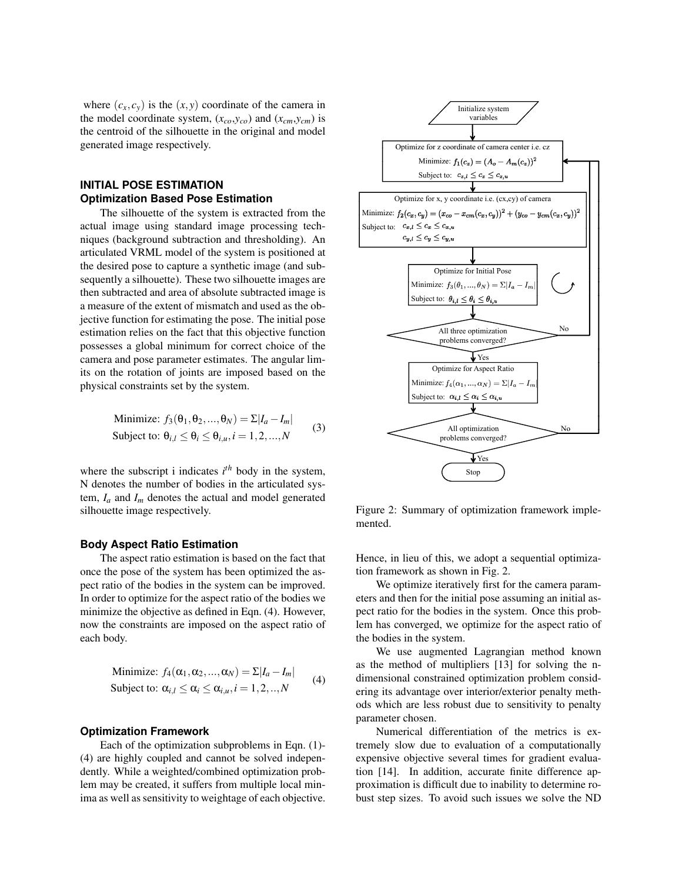where $(c_x, c_y)$ is the $(x, y)$ coordinate of the camera in the model coordinate system, $(x_{co}, y_{co})$ and $(x_{cm}, y_{cm})$ is the centroid of the silhouette in the original and model generated image respectively.

## INITIAL POSE ESTIMATION

### Optimization Based Pose Estimation

The silhouette of the system is extracted from the actual image using standard image processing techniques (background subtraction and thresholding). An articulated VRML model of the system is positioned at the desired pose to capture a synthetic image (and subsequently a silhouette). These two silhouette images are then subtracted and area of absolute subtracted image is a measure of the extent of mismatch and used as the objective function for estimating the pose. The initial pose estimation relies on the fact that this objective function possesses a global minimum for correct choice of the camera and pose parameter estimates. The angular limits on the rotation of joints are imposed based on the physical constraints set by the system.

$$
\begin{aligned}
&\text{Minimize: } f_3(\theta_1, \theta_2, ..., \theta_N) = \Sigma |I_a - I_m| \\
&\text{Subject to: } \theta_{i,l} \leq \theta_i \leq \theta_{i,u}, i = 1, 2, ..., N
\end{aligned}
\tag{3}
$$

where the subscript i indicates $i^{th}$ body in the system, N denotes the number of bodies in the articulated system, $I_a$ and $I_m$ denotes the actual and model generated silhouette image respectively.

### Body Aspect Ratio Estimation

The aspect ratio estimation is based on the fact that once the pose of the system has been optimized the aspect ratio of the bodies in the system can be improved. In order to optimize for the aspect ratio of the bodies we minimize the objective as defined in Eqn. (4). However, now the constraints are imposed on the aspect ratio of each body.

$$
\begin{aligned}
&\text{Minimize: } f_4(\alpha_1, \alpha_2, ..., \alpha_N) = \Sigma |I_a - I_m| \\
&\text{Subject to: } \alpha_{i,l} \leq \alpha_i \leq \alpha_{i,u}, i = 1, 2, .., N
\end{aligned}
\tag{4}
$$

### Optimization Framework

Each of the optimization subproblems in Eqn. (1)-(4) are highly coupled and cannot be solved independently. While a weighted/combined optimization problem may be created, it suffers from multiple local minima as well as sensitivity to weightage of each objective.

Figure 2: Summary of optimization framework implemented.

Hence, in lieu of this, we adopt a sequential optimization framework as shown in Fig. 2.

We optimize iteratively first for the camera parameters and then for the initial pose assuming an initial aspect ratio for the bodies in the system. Once this problem has converged, we optimize for the aspect ratio of the bodies in the system.

We use augmented Lagrangian method known as the method of multipliers [13] for solving the n-dimensional constrained optimization problem considering its advantage over interior/exterior penalty methods which are less robust due to sensitivity to penalty parameter chosen.

Numerical differentiation of the metrics is extremely slow due to evaluation of a computationally expensive objective several times for gradient evaluation [14]. In addition, accurate finite difference approximation is difficult due to inability to determine robust step sizes. To avoid such issues we solve the ND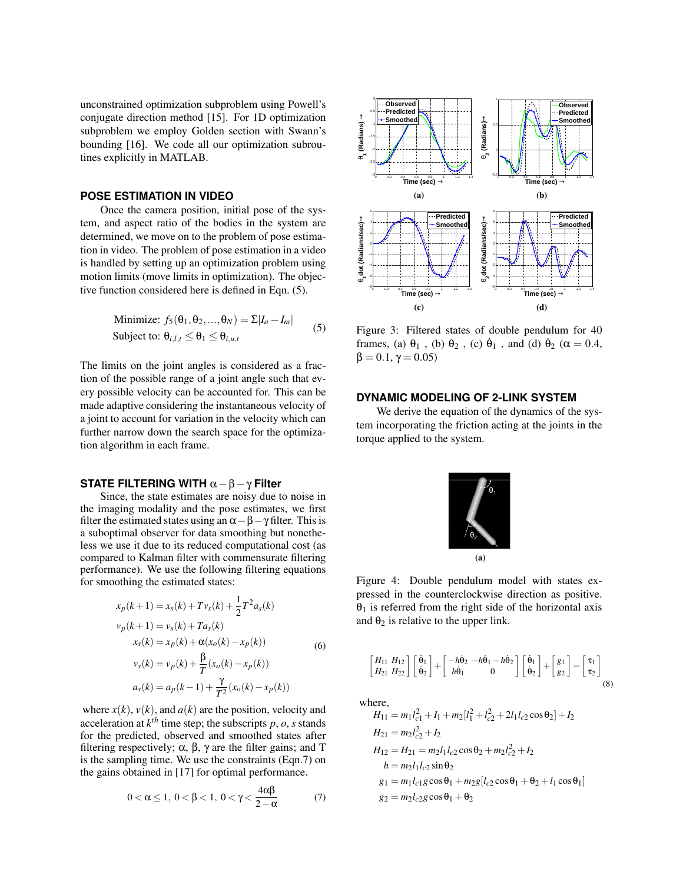unconstrained optimization subproblem using Powell's conjugate direction method [15]. For 1D optimization subproblem we employ Golden section with Swann's bounding [16]. We code all our optimization subroutines explicitly in MATLAB.

## POSE ESTIMATION IN VIDEO

Once the camera position, initial pose of the system, and aspect ratio of the bodies in the system are determined, we move on to the problem of pose estimation in video. The problem of pose estimation in a video is handled by setting up an optimization problem using motion limits (move limits in optimization). The objective function considered here is defined in Eqn. (5).

$$\begin{aligned}
&\text{Minimize: } f_5(\theta_1, \theta_2, ..., \theta_N) = \Sigma |I_a - I_m| \\
&\text{Subject to: } \theta_{i,l,t} \leq \theta_1 \leq \theta_{i,u,t}
\end{aligned} \tag{5}$$

The limits on the joint angles is considered as a fraction of the possible range of a joint angle such that every possible velocity can be accounted for. This can be made adaptive considering the instantaneous velocity of a joint to account for variation in the velocity which can further narrow down the search space for the optimization algorithm in each frame.

## STATE FILTERING WITH $\alpha - \beta - \gamma$ Filter

Since, the state estimates are noisy due to noise in the imaging modality and the pose estimates, we first filter the estimated states using an $\alpha - \beta - \gamma$ filter. This is a suboptimal observer for data smoothing but nonetheless we use it due to its reduced computational cost (as compared to Kalman filter with commensurate filtering performance). We use the following filtering equations for smoothing the estimated states:

$$\begin{aligned}
x_p(k+1) &= x_s(k) + T v_s(k) + \frac{1}{2} T^2 a_s(k) \\
v_p(k+1) &= v_s(k) + T a_s(k) \\
x_s(k) &= x_p(k) + \alpha(x_o(k) - x_p(k)) \\
v_s(k) &= v_p(k) + \frac{\beta}{T}(x_o(k) - x_p(k)) \\
a_s(k) &= a_p(k-1) + \frac{\gamma}{T^2}(x_o(k) - x_p(k))
\end{aligned} \tag{6}$$

where $x(k)$, $v(k)$, and $a(k)$ are the position, velocity and acceleration at $k^{th}$ time step; the subscripts $p$, $o$, $s$ stands for the predicted, observed and smoothed states after filtering respectively; $\alpha$, $\beta$, $\gamma$ are the filter gains; and T is the sampling time. We use the constraints (Eqn.7) on the gains obtained in [17] for optimal performance.

$$0 < \alpha \leq 1, \; 0 < \beta < 1, \; 0 < \gamma < \frac{4\alpha\beta}{2 - \alpha} \tag{7}$$

Figure 3: Filtered states of double pendulum for 40 frames, (a) $\theta_1$ , (b) $\theta_2$ , (c) $\dot{\theta}_1$ , and (d) $\dot{\theta}_2$ ($\alpha = 0.4$, $\beta = 0.1$, $\gamma = 0.05$)

## DYNAMIC MODELING OF 2-LINK SYSTEM

We derive the equation of the dynamics of the system incorporating the friction acting at the joints in the torque applied to the system.

Figure 4: Double pendulum model with states expressed in the counterclockwise direction as positive. $\theta_1$ is referred from the right side of the horizontal axis and $\theta_2$ is relative to the upper link.

$$\begin{bmatrix} H_{11} & H_{12} \\ H_{21} & H_{22} \end{bmatrix} \begin{bmatrix} \ddot{\theta}_1 \\ \ddot{\theta}_2 \end{bmatrix} + \begin{bmatrix} -h\dot{\theta}_2 & -h\dot{\theta}_1 - h\dot{\theta}_2 \\ h\dot{\theta}_1 & 0 \end{bmatrix} \begin{bmatrix} \dot{\theta}_1 \\ \dot{\theta}_2 \end{bmatrix} + \begin{bmatrix} g_1 \\ g_2 \end{bmatrix} = \begin{bmatrix} \tau_1 \\ \tau_2 \end{bmatrix} \tag{8}$$

where,

$$\begin{aligned}
H_{11} &= m_1 l_{c1}^2 + I_1 + m_2[l_1^2 + l_{c2}^2 + 2 l_1 l_{c2} \cos\theta_2] + I_2 \\
H_{21} &= m_2 l_{c2}^2 + I_2 \\
H_{12} = H_{21} &= m_2 l_1 l_{c2} \cos\theta_2 + m_2 l_{c2}^2 + I_2 \\
h &= m_2 l_1 l_{c2} \sin\theta_2 \\
g_1 &= m_1 l_{c1} g \cos\theta_1 + m_2 g[l_{c2} \cos\theta_1 + \theta_2 + l_1 \cos\theta_1] \\
g_2 &= m_2 l_{c2} g \cos\theta_1 + \theta_2
\end{aligned}$$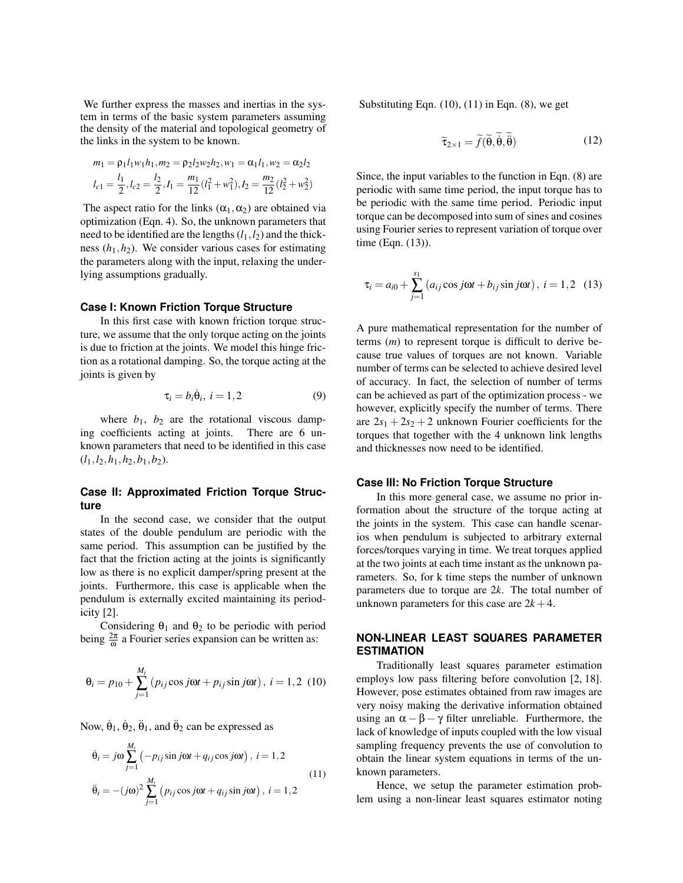We further express the masses and inertias in the system in terms of the basic system parameters assuming the density of the material and topological geometry of the links in the system to be known.

$$m_1 = \rho_1 l_1 w_1 h_1, m_2 = \rho_2 l_2 w_2 h_2, w_1 = \alpha_1 l_1, w_2 = \alpha_2 l_2$$
$$l_{c1} = \frac{l_1}{2}, l_{c2} = \frac{l_2}{2}, I_1 = \frac{m_1}{12}(l_1^2 + w_1^2), I_2 = \frac{m_2}{12}(l_2^2 + w_2^2)$$

The aspect ratio for the links $(\alpha_1, \alpha_2)$ are obtained via optimization (Eqn. 4). So, the unknown parameters that need to be identified are the lengths $(l_1, l_2)$ and the thickness $(h_1, h_2)$. We consider various cases for estimating the parameters along with the input, relaxing the underlying assumptions gradually.

### Case I: Known Friction Torque Structure

In this first case with known friction torque structure, we assume that the only torque acting on the joints is due to friction at the joints. We model this hinge friction as a rotational damping. So, the torque acting at the joints is given by

$$\tau_i = b_i \dot{\theta}_i, \; i = 1,2 \tag{9}$$

where $b_1$, $b_2$ are the rotational viscous damping coefficients acting at joints. There are 6 unknown parameters that need to be identified in this case $(l_1, l_2, h_1, h_2, b_1, b_2)$.

### Case II: Approximated Friction Torque Structure

In the second case, we consider that the output states of the double pendulum are periodic with the same period. This assumption can be justified by the fact that the friction acting at the joints is significantly low as there is no explicit damper/spring present at the joints. Furthermore, this case is applicable when the pendulum is externally excited maintaining its periodicity [2].

Considering $\theta_1$ and $\theta_2$ to be periodic with period being $\frac{2\pi}{\omega}$ a Fourier series expansion can be written as:

$$\theta_i = p_{10} + \sum_{j=1}^{M_i} \left( p_{ij} \cos j\omega t + p_{ij} \sin j\omega t \right), \; i = 1,2 \tag{10}$$

Now, $\dot{\theta}_1$, $\dot{\theta}_2$, $\ddot{\theta}_1$, and $\ddot{\theta}_2$ can be expressed as

$$\begin{aligned} \dot{\theta}_i &= j\omega \sum_{j=1}^{M_i} \left( -p_{ij} \sin j\omega t + q_{ij} \cos j\omega t \right), \; i = 1,2 \\ \ddot{\theta}_i &= -(j\omega)^2 \sum_{j=1}^{M_i} \left( p_{ij} \cos j\omega t + q_{ij} \sin j\omega t \right), \; i = 1,2 \end{aligned} \tag{11}$$

Substituting Eqn. (10), (11) in Eqn. (8), we get

$$\widetilde{\tau}_{2\times 1} = \widetilde{f}(\widetilde{\theta}, \widetilde{\dot{\theta}}, \widetilde{\ddot{\theta}}) \tag{12}$$

Since, the input variables to the function in Eqn. (8) are periodic with same time period, the input torque has to be periodic with the same time period. Periodic input torque can be decomposed into sum of sines and cosines using Fourier series to represent variation of torque over time (Eqn. (13)).

$$\tau_i = a_{i0} + \sum_{j=1}^{s_1} \left( a_{ij} \cos j\omega t + b_{ij} \sin j\omega t \right), \; i = 1,2 \tag{13}$$

A pure mathematical representation for the number of terms ($m$) to represent torque is difficult to derive because true values of torques are not known. Variable number of terms can be selected to achieve desired level of accuracy. In fact, the selection of number of terms can be achieved as part of the optimization process - we however, explicitly specify the number of terms. There are $2s_1 + 2s_2 + 2$ unknown Fourier coefficients for the torques that together with the 4 unknown link lengths and thicknesses now need to be identified.

### Case III: No Friction Torque Structure

In this more general case, we assume no prior information about the structure of the torque acting at the joints in the system. This case can handle scenarios when pendulum is subjected to arbitrary external forces/torques varying in time. We treat torques applied at the two joints at each time instant as the unknown parameters. So, for k time steps the number of unknown parameters due to torque are $2k$. The total number of unknown parameters for this case are $2k + 4$.

## NON-LINEAR LEAST SQUARES PARAMETER ESTIMATION

Traditionally least squares parameter estimation employs low pass filtering before convolution [2, 18]. However, pose estimates obtained from raw images are very noisy making the derivative information obtained using an $\alpha - \beta - \gamma$ filter unreliable. Furthermore, the lack of knowledge of inputs coupled with the low visual sampling frequency prevents the use of convolution to obtain the linear system equations in terms of the unknown parameters.

Hence, we setup the parameter estimation problem using a non-linear least squares estimator noting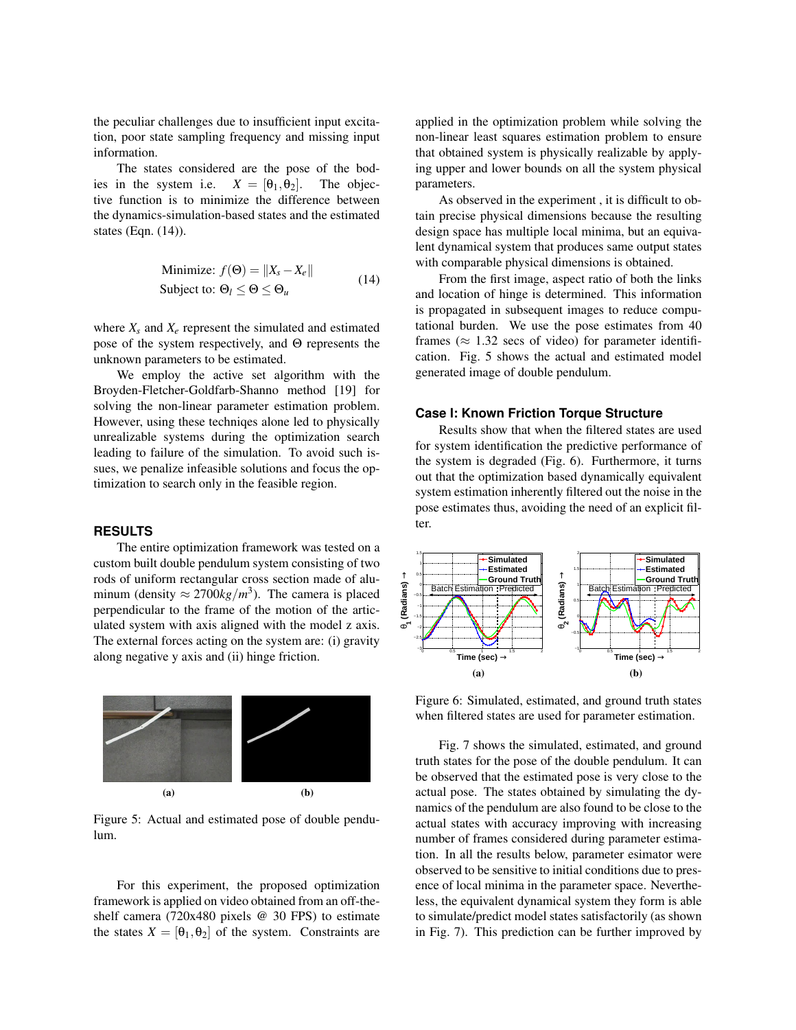the peculiar challenges due to insufficient input excitation, poor state sampling frequency and missing input information.

The states considered are the pose of the bodies in the system i.e. $X = [\theta_1, \theta_2]$. The objective function is to minimize the difference between the dynamics-simulation-based states and the estimated states (Eqn. (14)).

$$
\begin{aligned}
\text{Minimize: } & f(\Theta) = \|X_s - X_e\| \\
\text{Subject to: } & \Theta_l \leq \Theta \leq \Theta_u
\end{aligned}
\tag{14}
$$

where $X_s$ and $X_e$ represent the simulated and estimated pose of the system respectively, and $\Theta$ represents the unknown parameters to be estimated.

We employ the active set algorithm with the Broyden-Fletcher-Goldfarb-Shanno method [19] for solving the non-linear parameter estimation problem. However, using these techniqes alone led to physically unrealizable systems during the optimization search leading to failure of the simulation. To avoid such issues, we penalize infeasible solutions and focus the optimization to search only in the feasible region.

## RESULTS

The entire optimization framework was tested on a custom built double pendulum system consisting of two rods of uniform rectangular cross section made of aluminum (density $\approx 2700 kg/m^3$). The camera is placed perpendicular to the frame of the motion of the articulated system with axis aligned with the model z axis. The external forces acting on the system are: (i) gravity along negative y axis and (ii) hinge friction.

(a) (b)

Figure 5: Actual and estimated pose of double pendulum.

For this experiment, the proposed optimization framework is applied on video obtained from an off-the-shelf camera (720x480 pixels @ 30 FPS) to estimate the states $X = [\theta_1, \theta_2]$ of the system. Constraints are applied in the optimization problem while solving the non-linear least squares estimation problem to ensure that obtained system is physically realizable by applying upper and lower bounds on all the system physical parameters.

As observed in the experiment , it is difficult to obtain precise physical dimensions because the resulting design space has multiple local minima, but an equivalent dynamical system that produces same output states with comparable physical dimensions is obtained.

From the first image, aspect ratio of both the links and location of hinge is determined. This information is propagated in subsequent images to reduce computational burden. We use the pose estimates from 40 frames ($\approx$ 1.32 secs of video) for parameter identification. Fig. 5 shows the actual and estimated model generated image of double pendulum.

### Case I: Known Friction Torque Structure

Results show that when the filtered states are used for system identification the predictive performance of the system is degraded (Fig. 6). Furthermore, it turns out that the optimization based dynamically equivalent system estimation inherently filtered out the noise in the pose estimates thus, avoiding the need of an explicit filter.

(a) (b)

Figure 6: Simulated, estimated, and ground truth states when filtered states are used for parameter estimation.

Fig. 7 shows the simulated, estimated, and ground truth states for the pose of the double pendulum. It can be observed that the estimated pose is very close to the actual pose. The states obtained by simulating the dynamics of the pendulum are also found to be close to the actual states with accuracy improving with increasing number of frames considered during parameter estimation. In all the results below, parameter esimator were observed to be sensitive to initial conditions due to presence of local minima in the parameter space. Nevertheless, the equivalent dynamical system they form is able to simulate/predict model states satisfactorily (as shown in Fig. 7). This prediction can be further improved by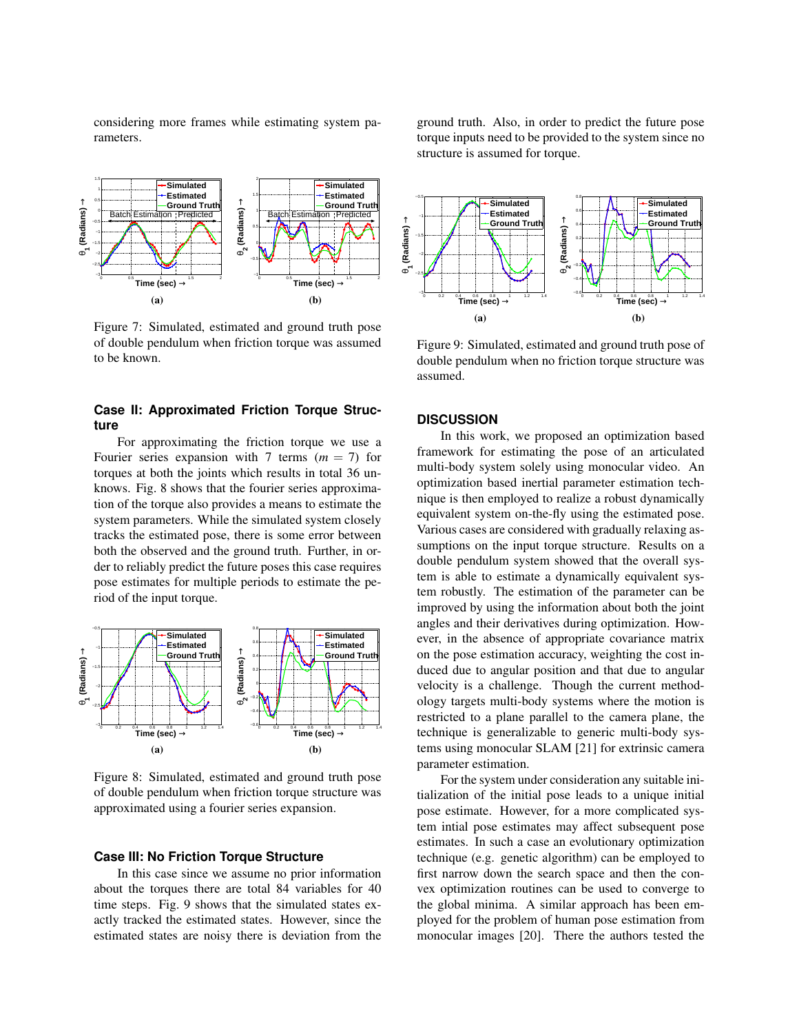considering more frames while estimating system parameters.

(a) (b)

Figure 7: Simulated, estimated and ground truth pose of double pendulum when friction torque was assumed to be known.

### Case II: Approximated Friction Torque Structure

For approximating the friction torque we use a Fourier series expansion with 7 terms ($m = 7$) for torques at both the joints which results in total 36 unknows. Fig. 8 shows that the fourier series approximation of the torque also provides a means to estimate the system parameters. While the simulated system closely tracks the estimated pose, there is some error between both the observed and the ground truth. Further, in order to reliably predict the future poses this case requires pose estimates for multiple periods to estimate the period of the input torque.

(a) (b)

Figure 8: Simulated, estimated and ground truth pose of double pendulum when friction torque structure was approximated using a fourier series expansion.

### Case III: No Friction Torque Structure

In this case since we assume no prior information about the torques there are total 84 variables for 40 time steps. Fig. 9 shows that the simulated states exactly tracked the estimated states. However, since the estimated states are noisy there is deviation from the ground truth. Also, in order to predict the future pose torque inputs need to be provided to the system since no structure is assumed for torque.

(a) (b)

Figure 9: Simulated, estimated and ground truth pose of double pendulum when no friction torque structure was assumed.

## DISCUSSION

In this work, we proposed an optimization based framework for estimating the pose of an articulated multi-body system solely using monocular video. An optimization based inertial parameter estimation technique is then employed to realize a robust dynamically equivalent system on-the-fly using the estimated pose. Various cases are considered with gradually relaxing assumptions on the input torque structure. Results on a double pendulum system showed that the overall system is able to estimate a dynamically equivalent system robustly. The estimation of the parameter can be improved by using the information about both the joint angles and their derivatives during optimization. However, in the absence of appropriate covariance matrix on the pose estimation accuracy, weighting the cost induced due to angular position and that due to angular velocity is a challenge. Though the current methodology targets multi-body systems where the motion is restricted to a plane parallel to the camera plane, the technique is generalizable to generic multi-body systems using monocular SLAM [21] for extrinsic camera parameter estimation.

For the system under consideration any suitable initialization of the initial pose leads to a unique initial pose estimate. However, for a more complicated system intial pose estimates may affect subsequent pose estimates. In such a case an evolutionary optimization technique (e.g. genetic algorithm) can be employed to first narrow down the search space and then the convex optimization routines can be used to converge to the global minima. A similar approach has been employed for the problem of human pose estimation from monocular images [20]. There the authors tested the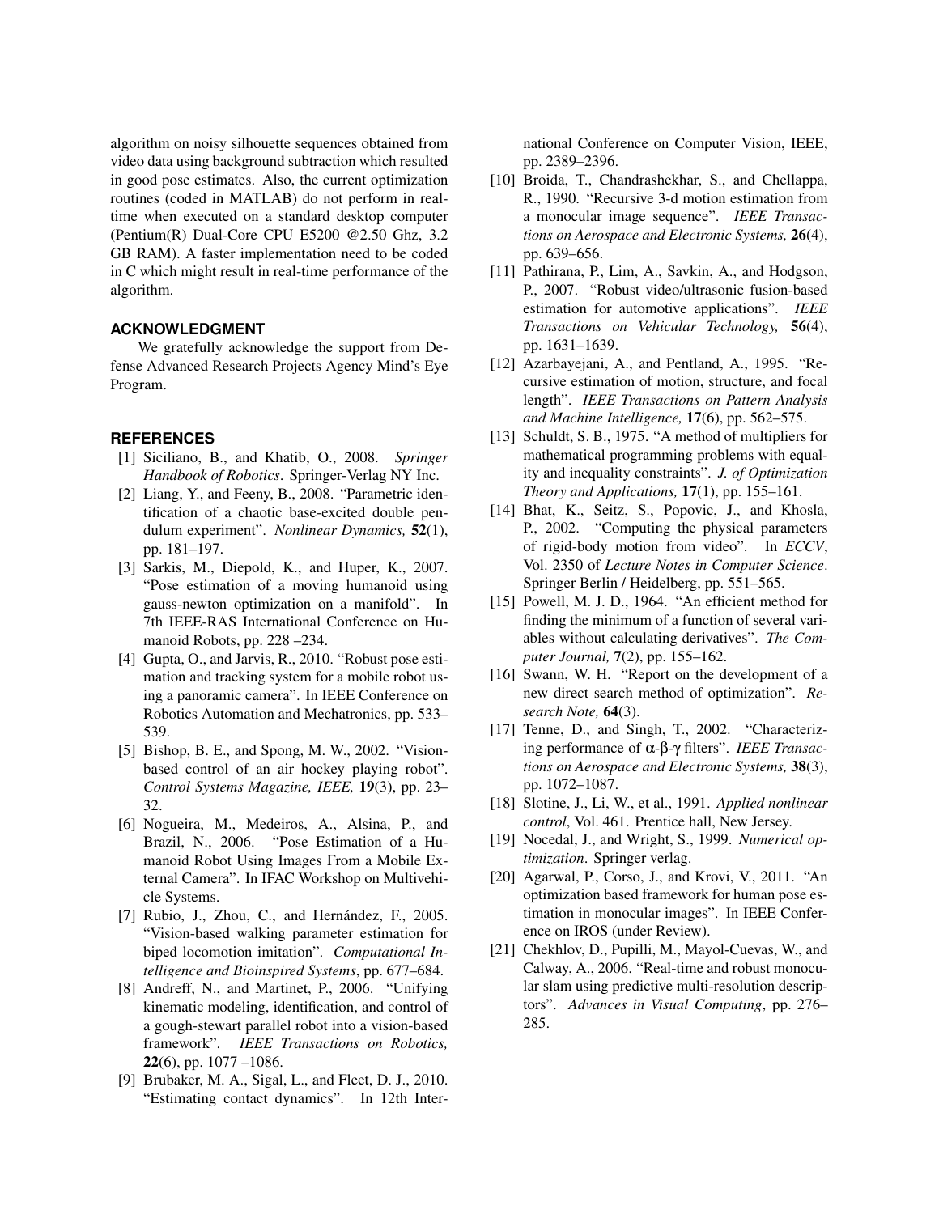algorithm on noisy silhouette sequences obtained from video data using background subtraction which resulted in good pose estimates. Also, the current optimization routines (coded in MATLAB) do not perform in real-time when executed on a standard desktop computer (Pentium(R) Dual-Core CPU E5200 @2.50 Ghz, 3.2 GB RAM). A faster implementation need to be coded in C which might result in real-time performance of the algorithm.

## ACKNOWLEDGMENT

We gratefully acknowledge the support from Defense Advanced Research Projects Agency Mind's Eye Program.

## REFERENCES

[1] Siciliano, B., and Khatib, O., 2008. *Springer Handbook of Robotics*. Springer-Verlag NY Inc.

[2] Liang, Y., and Feeny, B., 2008. "Parametric identification of a chaotic base-excited double pendulum experiment". *Nonlinear Dynamics,* **52**(1), pp. 181–197.

[3] Sarkis, M., Diepold, K., and Huper, K., 2007. "Pose estimation of a moving humanoid using gauss-newton optimization on a manifold". In 7th IEEE-RAS International Conference on Humanoid Robots, pp. 228 –234.

[4] Gupta, O., and Jarvis, R., 2010. "Robust pose estimation and tracking system for a mobile robot using a panoramic camera". In IEEE Conference on Robotics Automation and Mechatronics, pp. 533–539.

[5] Bishop, B. E., and Spong, M. W., 2002. "Vision-based control of an air hockey playing robot". *Control Systems Magazine, IEEE,* **19**(3), pp. 23–32.

[6] Nogueira, M., Medeiros, A., Alsina, P., and Brazil, N., 2006. "Pose Estimation of a Humanoid Robot Using Images From a Mobile External Camera". In IFAC Workshop on Multivehicle Systems.

[7] Rubio, J., Zhou, C., and Hernández, F., 2005. "Vision-based walking parameter estimation for biped locomotion imitation". *Computational Intelligence and Bioinspired Systems*, pp. 677–684.

[8] Andreff, N., and Martinet, P., 2006. "Unifying kinematic modeling, identification, and control of a gough-stewart parallel robot into a vision-based framework". *IEEE Transactions on Robotics,* **22**(6), pp. 1077 –1086.

[9] Brubaker, M. A., Sigal, L., and Fleet, D. J., 2010. "Estimating contact dynamics". In 12th International Conference on Computer Vision, IEEE, pp. 2389–2396.

[10] Broida, T., Chandrashekhar, S., and Chellappa, R., 1990. "Recursive 3-d motion estimation from a monocular image sequence". *IEEE Transactions on Aerospace and Electronic Systems,* **26**(4), pp. 639–656.

[11] Pathirana, P., Lim, A., Savkin, A., and Hodgson, P., 2007. "Robust video/ultrasonic fusion-based estimation for automotive applications". *IEEE Transactions on Vehicular Technology,* **56**(4), pp. 1631–1639.

[12] Azarbayejani, A., and Pentland, A., 1995. "Recursive estimation of motion, structure, and focal length". *IEEE Transactions on Pattern Analysis and Machine Intelligence,* **17**(6), pp. 562–575.

[13] Schuldt, S. B., 1975. "A method of multipliers for mathematical programming problems with equality and inequality constraints". *J. of Optimization Theory and Applications,* **17**(1), pp. 155–161.

[14] Bhat, K., Seitz, S., Popovic, J., and Khosla, P., 2002. "Computing the physical parameters of rigid-body motion from video". In *ECCV*, Vol. 2350 of *Lecture Notes in Computer Science*. Springer Berlin / Heidelberg, pp. 551–565.

[15] Powell, M. J. D., 1964. "An efficient method for finding the minimum of a function of several variables without calculating derivatives". *The Computer Journal,* **7**(2), pp. 155–162.

[16] Swann, W. H. "Report on the development of a new direct search method of optimization". *Research Note,* **64**(3).

[17] Tenne, D., and Singh, T., 2002. "Characterizing performance of $\alpha$-$\beta$-$\gamma$ filters". *IEEE Transactions on Aerospace and Electronic Systems,* **38**(3), pp. 1072–1087.

[18] Slotine, J., Li, W., et al., 1991. *Applied nonlinear control*, Vol. 461. Prentice hall, New Jersey.

[19] Nocedal, J., and Wright, S., 1999. *Numerical optimization*. Springer verlag.

[20] Agarwal, P., Corso, J., and Krovi, V., 2011. "An optimization based framework for human pose estimation in monocular images". In IEEE Conference on IROS (under Review).

[21] Chekhlov, D., Pupilli, M., Mayol-Cuevas, W., and Calway, A., 2006. "Real-time and robust monocular slam using predictive multi-resolution descriptors". *Advances in Visual Computing*, pp. 276–285.